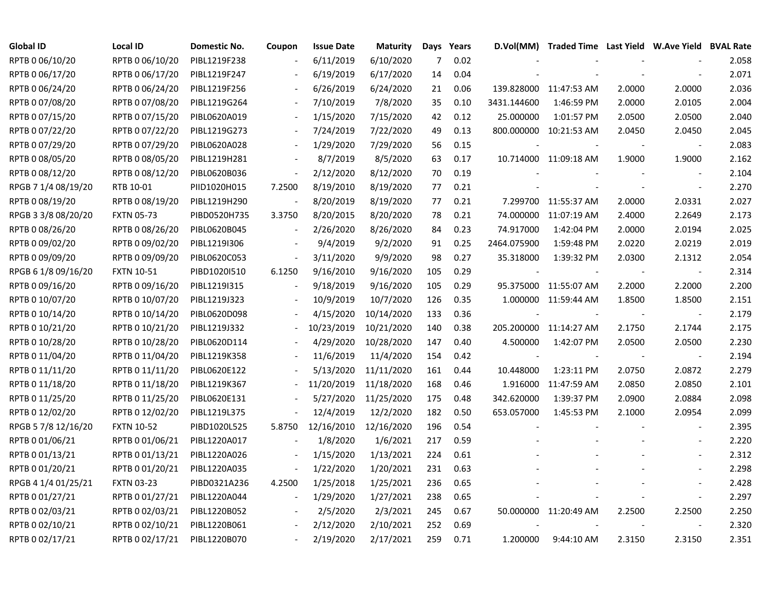| Global ID | Local ID | Domestic No. | Coupon | Issue Date | Maturity | Days | Years | D.Vol(MM) | Traded Time | Last Yield | W.Ave Yield | BVAL Rate |
|---|---|---|---|---|---|---|---|---|---|---|---|---|
| RPTB 0 06/10/20 | RPTB 0 06/10/20 | PIBL1219F238 | - | 6/11/2019 | 6/10/2020 | 7 | 0.02 | - | - | - | - | 2.058 |
| RPTB 0 06/17/20 | RPTB 0 06/17/20 | PIBL1219F247 | - | 6/19/2019 | 6/17/2020 | 14 | 0.04 | - | - | - | - | 2.071 |
| RPTB 0 06/24/20 | RPTB 0 06/24/20 | PIBL1219F256 | - | 6/26/2019 | 6/24/2020 | 21 | 0.06 | 139.828000 | 11:47:53 AM | 2.0000 | 2.0000 | 2.036 |
| RPTB 0 07/08/20 | RPTB 0 07/08/20 | PIBL1219G264 | - | 7/10/2019 | 7/8/2020 | 35 | 0.10 | 3431.144600 | 1:46:59 PM | 2.0000 | 2.0105 | 2.004 |
| RPTB 0 07/15/20 | RPTB 0 07/15/20 | PIBL0620A019 | - | 1/15/2020 | 7/15/2020 | 42 | 0.12 | 25.000000 | 1:01:57 PM | 2.0500 | 2.0500 | 2.040 |
| RPTB 0 07/22/20 | RPTB 0 07/22/20 | PIBL1219G273 | - | 7/24/2019 | 7/22/2020 | 49 | 0.13 | 800.000000 | 10:21:53 AM | 2.0450 | 2.0450 | 2.045 |
| RPTB 0 07/29/20 | RPTB 0 07/29/20 | PIBL0620A028 | - | 1/29/2020 | 7/29/2020 | 56 | 0.15 | - | - | - | - | 2.083 |
| RPTB 0 08/05/20 | RPTB 0 08/05/20 | PIBL1219H281 | - | 8/7/2019 | 8/5/2020 | 63 | 0.17 | 10.714000 | 11:09:18 AM | 1.9000 | 1.9000 | 2.162 |
| RPTB 0 08/12/20 | RPTB 0 08/12/20 | PIBL0620B036 | - | 2/12/2020 | 8/12/2020 | 70 | 0.19 | - | - | - | - | 2.104 |
| RPGB 7 1/4 08/19/20 | RTB 10-01 | PIID1020H015 | 7.2500 | 8/19/2010 | 8/19/2020 | 77 | 0.21 | - | - | - | - | 2.270 |
| RPTB 0 08/19/20 | RPTB 0 08/19/20 | PIBL1219H290 | - | 8/20/2019 | 8/19/2020 | 77 | 0.21 | 7.299700 | 11:55:37 AM | 2.0000 | 2.0331 | 2.027 |
| RPGB 3 3/8 08/20/20 | FXTN 05-73 | PIBD0520H735 | 3.3750 | 8/20/2015 | 8/20/2020 | 78 | 0.21 | 74.000000 | 11:07:19 AM | 2.4000 | 2.2649 | 2.173 |
| RPTB 0 08/26/20 | RPTB 0 08/26/20 | PIBL0620B045 | - | 2/26/2020 | 8/26/2020 | 84 | 0.23 | 74.917000 | 1:42:04 PM | 2.0000 | 2.0194 | 2.025 |
| RPTB 0 09/02/20 | RPTB 0 09/02/20 | PIBL1219I306 | - | 9/4/2019 | 9/2/2020 | 91 | 0.25 | 2464.075900 | 1:59:48 PM | 2.0220 | 2.0219 | 2.019 |
| RPTB 0 09/09/20 | RPTB 0 09/09/20 | PIBL0620C053 | - | 3/11/2020 | 9/9/2020 | 98 | 0.27 | 35.318000 | 1:39:32 PM | 2.0300 | 2.1312 | 2.054 |
| RPGB 6 1/8 09/16/20 | FXTN 10-51 | PIBD1020I510 | 6.1250 | 9/16/2010 | 9/16/2020 | 105 | 0.29 | - | - | - | - | 2.314 |
| RPTB 0 09/16/20 | RPTB 0 09/16/20 | PIBL1219I315 | - | 9/18/2019 | 9/16/2020 | 105 | 0.29 | 95.375000 | 11:55:07 AM | 2.2000 | 2.2000 | 2.200 |
| RPTB 0 10/07/20 | RPTB 0 10/07/20 | PIBL1219J323 | - | 10/9/2019 | 10/7/2020 | 126 | 0.35 | 1.000000 | 11:59:44 AM | 1.8500 | 1.8500 | 2.151 |
| RPTB 0 10/14/20 | RPTB 0 10/14/20 | PIBL0620D098 | - | 4/15/2020 | 10/14/2020 | 133 | 0.36 | - | - | - | - | 2.179 |
| RPTB 0 10/21/20 | RPTB 0 10/21/20 | PIBL1219J332 | - | 10/23/2019 | 10/21/2020 | 140 | 0.38 | 205.200000 | 11:14:27 AM | 2.1750 | 2.1744 | 2.175 |
| RPTB 0 10/28/20 | RPTB 0 10/28/20 | PIBL0620D114 | - | 4/29/2020 | 10/28/2020 | 147 | 0.40 | 4.500000 | 1:42:07 PM | 2.0500 | 2.0500 | 2.230 |
| RPTB 0 11/04/20 | RPTB 0 11/04/20 | PIBL1219K358 | - | 11/6/2019 | 11/4/2020 | 154 | 0.42 | - | - | - | - | 2.194 |
| RPTB 0 11/11/20 | RPTB 0 11/11/20 | PIBL0620E122 | - | 5/13/2020 | 11/11/2020 | 161 | 0.44 | 10.448000 | 1:23:11 PM | 2.0750 | 2.0872 | 2.279 |
| RPTB 0 11/18/20 | RPTB 0 11/18/20 | PIBL1219K367 | - | 11/20/2019 | 11/18/2020 | 168 | 0.46 | 1.916000 | 11:47:59 AM | 2.0850 | 2.0850 | 2.101 |
| RPTB 0 11/25/20 | RPTB 0 11/25/20 | PIBL0620E131 | - | 5/27/2020 | 11/25/2020 | 175 | 0.48 | 342.620000 | 1:39:37 PM | 2.0900 | 2.0884 | 2.098 |
| RPTB 0 12/02/20 | RPTB 0 12/02/20 | PIBL1219L375 | - | 12/4/2019 | 12/2/2020 | 182 | 0.50 | 653.057000 | 1:45:53 PM | 2.1000 | 2.0954 | 2.099 |
| RPGB 5 7/8 12/16/20 | FXTN 10-52 | PIBD1020L525 | 5.8750 | 12/16/2010 | 12/16/2020 | 196 | 0.54 | - | - | - | - | 2.395 |
| RPTB 0 01/06/21 | RPTB 0 01/06/21 | PIBL1220A017 | - | 1/8/2020 | 1/6/2021 | 217 | 0.59 | - | - | - | - | 2.220 |
| RPTB 0 01/13/21 | RPTB 0 01/13/21 | PIBL1220A026 | - | 1/15/2020 | 1/13/2021 | 224 | 0.61 | - | - | - | - | 2.312 |
| RPTB 0 01/20/21 | RPTB 0 01/20/21 | PIBL1220A035 | - | 1/22/2020 | 1/20/2021 | 231 | 0.63 | - | - | - | - | 2.298 |
| RPGB 4 1/4 01/25/21 | FXTN 03-23 | PIBD0321A236 | 4.2500 | 1/25/2018 | 1/25/2021 | 236 | 0.65 | - | - | - | - | 2.428 |
| RPTB 0 01/27/21 | RPTB 0 01/27/21 | PIBL1220A044 | - | 1/29/2020 | 1/27/2021 | 238 | 0.65 | - | - | - | - | 2.297 |
| RPTB 0 02/03/21 | RPTB 0 02/03/21 | PIBL1220B052 | - | 2/5/2020 | 2/3/2021 | 245 | 0.67 | 50.000000 | 11:20:49 AM | 2.2500 | 2.2500 | 2.250 |
| RPTB 0 02/10/21 | RPTB 0 02/10/21 | PIBL1220B061 | - | 2/12/2020 | 2/10/2021 | 252 | 0.69 | - | - | - | - | 2.320 |
| RPTB 0 02/17/21 | RPTB 0 02/17/21 | PIBL1220B070 | - | 2/19/2020 | 2/17/2021 | 259 | 0.71 | 1.200000 | 9:44:10 AM | 2.3150 | 2.3150 | 2.351 |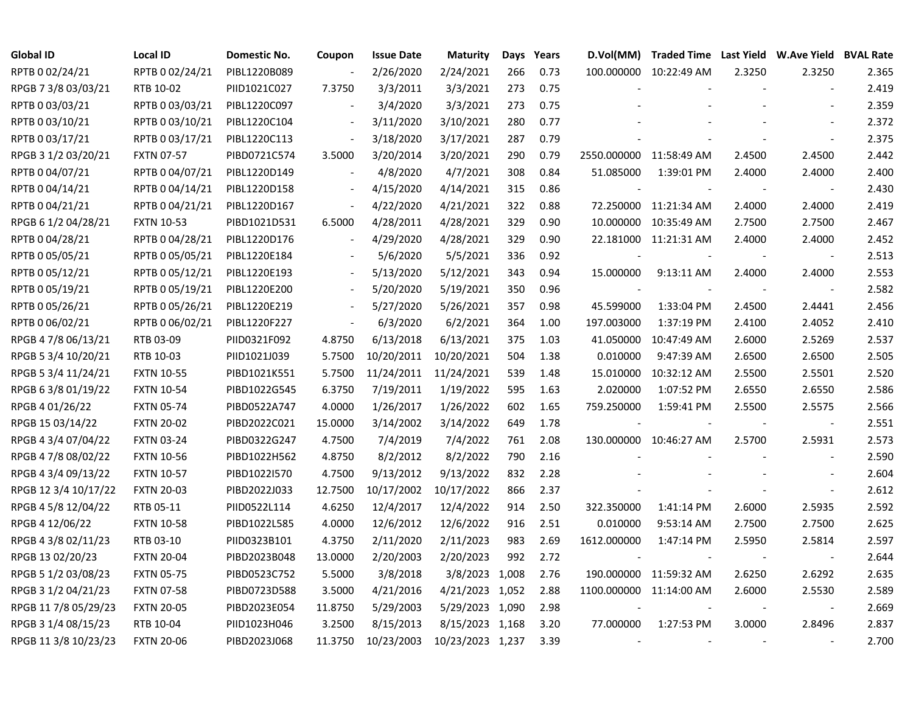| Global ID | Local ID | Domestic No. | Coupon | Issue Date | Maturity | Days | Years | D.Vol(MM) | Traded Time | Last Yield | W.Ave Yield | BVAL Rate |
|---|---|---|---|---|---|---|---|---|---|---|---|---|
| RPTB 0 02/24/21 | RPTB 0 02/24/21 | PIBL1220B089 | - | 2/26/2020 | 2/24/2021 | 266 | 0.73 | 100.000000 | 10:22:49 AM | 2.3250 | 2.3250 | 2.365 |
| RPGB 7 3/8 03/03/21 | RTB 10-02 | PIID1021C027 | 7.3750 | 3/3/2011 | 3/3/2021 | 273 | 0.75 | - | - | - | - | 2.419 |
| RPTB 0 03/03/21 | RPTB 0 03/03/21 | PIBL1220C097 | - | 3/4/2020 | 3/3/2021 | 273 | 0.75 | - | - | - | - | 2.359 |
| RPTB 0 03/10/21 | RPTB 0 03/10/21 | PIBL1220C104 | - | 3/11/2020 | 3/10/2021 | 280 | 0.77 | - | - | - | - | 2.372 |
| RPTB 0 03/17/21 | RPTB 0 03/17/21 | PIBL1220C113 | - | 3/18/2020 | 3/17/2021 | 287 | 0.79 | - | - | - | - | 2.375 |
| RPGB 3 1/2 03/20/21 | FXTN 07-57 | PIBD0721C574 | 3.5000 | 3/20/2014 | 3/20/2021 | 290 | 0.79 | 2550.000000 | 11:58:49 AM | 2.4500 | 2.4500 | 2.442 |
| RPTB 0 04/07/21 | RPTB 0 04/07/21 | PIBL1220D149 | - | 4/8/2020 | 4/7/2021 | 308 | 0.84 | 51.085000 | 1:39:01 PM | 2.4000 | 2.4000 | 2.400 |
| RPTB 0 04/14/21 | RPTB 0 04/14/21 | PIBL1220D158 | - | 4/15/2020 | 4/14/2021 | 315 | 0.86 | - | - | - | - | 2.430 |
| RPTB 0 04/21/21 | RPTB 0 04/21/21 | PIBL1220D167 | - | 4/22/2020 | 4/21/2021 | 322 | 0.88 | 72.250000 | 11:21:34 AM | 2.4000 | 2.4000 | 2.419 |
| RPGB 6 1/2 04/28/21 | FXTN 10-53 | PIBD1021D531 | 6.5000 | 4/28/2011 | 4/28/2021 | 329 | 0.90 | 10.000000 | 10:35:49 AM | 2.7500 | 2.7500 | 2.467 |
| RPTB 0 04/28/21 | RPTB 0 04/28/21 | PIBL1220D176 | - | 4/29/2020 | 4/28/2021 | 329 | 0.90 | 22.181000 | 11:21:31 AM | 2.4000 | 2.4000 | 2.452 |
| RPTB 0 05/05/21 | RPTB 0 05/05/21 | PIBL1220E184 | - | 5/6/2020 | 5/5/2021 | 336 | 0.92 | - | - | - | - | 2.513 |
| RPTB 0 05/12/21 | RPTB 0 05/12/21 | PIBL1220E193 | - | 5/13/2020 | 5/12/2021 | 343 | 0.94 | 15.000000 | 9:13:11 AM | 2.4000 | 2.4000 | 2.553 |
| RPTB 0 05/19/21 | RPTB 0 05/19/21 | PIBL1220E200 | - | 5/20/2020 | 5/19/2021 | 350 | 0.96 | - | - | - | - | 2.582 |
| RPTB 0 05/26/21 | RPTB 0 05/26/21 | PIBL1220E219 | - | 5/27/2020 | 5/26/2021 | 357 | 0.98 | 45.599000 | 1:33:04 PM | 2.4500 | 2.4441 | 2.456 |
| RPTB 0 06/02/21 | RPTB 0 06/02/21 | PIBL1220F227 | - | 6/3/2020 | 6/2/2021 | 364 | 1.00 | 197.003000 | 1:37:19 PM | 2.4100 | 2.4052 | 2.410 |
| RPGB 4 7/8 06/13/21 | RTB 03-09 | PIID0321F092 | 4.8750 | 6/13/2018 | 6/13/2021 | 375 | 1.03 | 41.050000 | 10:47:49 AM | 2.6000 | 2.5269 | 2.537 |
| RPGB 5 3/4 10/20/21 | RTB 10-03 | PIID1021J039 | 5.7500 | 10/20/2011 | 10/20/2021 | 504 | 1.38 | 0.010000 | 9:47:39 AM | 2.6500 | 2.6500 | 2.505 |
| RPGB 5 3/4 11/24/21 | FXTN 10-55 | PIBD1021K551 | 5.7500 | 11/24/2011 | 11/24/2021 | 539 | 1.48 | 15.010000 | 10:32:12 AM | 2.5500 | 2.5501 | 2.520 |
| RPGB 6 3/8 01/19/22 | FXTN 10-54 | PIBD1022G545 | 6.3750 | 7/19/2011 | 1/19/2022 | 595 | 1.63 | 2.020000 | 1:07:52 PM | 2.6550 | 2.6550 | 2.586 |
| RPGB 4 01/26/22 | FXTN 05-74 | PIBD0522A747 | 4.0000 | 1/26/2017 | 1/26/2022 | 602 | 1.65 | 759.250000 | 1:59:41 PM | 2.5500 | 2.5575 | 2.566 |
| RPGB 15 03/14/22 | FXTN 20-02 | PIBD2022C021 | 15.0000 | 3/14/2002 | 3/14/2022 | 649 | 1.78 | - | - | - | - | 2.551 |
| RPGB 4 3/4 07/04/22 | FXTN 03-24 | PIBD0322G247 | 4.7500 | 7/4/2019 | 7/4/2022 | 761 | 2.08 | 130.000000 | 10:46:27 AM | 2.5700 | 2.5931 | 2.573 |
| RPGB 4 7/8 08/02/22 | FXTN 10-56 | PIBD1022H562 | 4.8750 | 8/2/2012 | 8/2/2022 | 790 | 2.16 | - | - | - | - | 2.590 |
| RPGB 4 3/4 09/13/22 | FXTN 10-57 | PIBD1022I570 | 4.7500 | 9/13/2012 | 9/13/2022 | 832 | 2.28 | - | - | - | - | 2.604 |
| RPGB 12 3/4 10/17/22 | FXTN 20-03 | PIBD2022J033 | 12.7500 | 10/17/2002 | 10/17/2022 | 866 | 2.37 | - | - | - | - | 2.612 |
| RPGB 4 5/8 12/04/22 | RTB 05-11 | PIID0522L114 | 4.6250 | 12/4/2017 | 12/4/2022 | 914 | 2.50 | 322.350000 | 1:41:14 PM | 2.6000 | 2.5935 | 2.592 |
| RPGB 4 12/06/22 | FXTN 10-58 | PIBD1022L585 | 4.0000 | 12/6/2012 | 12/6/2022 | 916 | 2.51 | 0.010000 | 9:53:14 AM | 2.7500 | 2.7500 | 2.625 |
| RPGB 4 3/8 02/11/23 | RTB 03-10 | PIID0323B101 | 4.3750 | 2/11/2020 | 2/11/2023 | 983 | 2.69 | 1612.000000 | 1:47:14 PM | 2.5950 | 2.5814 | 2.597 |
| RPGB 13 02/20/23 | FXTN 20-04 | PIBD2023B048 | 13.0000 | 2/20/2003 | 2/20/2023 | 992 | 2.72 | - | - | - | - | 2.644 |
| RPGB 5 1/2 03/08/23 | FXTN 05-75 | PIBD0523C752 | 5.5000 | 3/8/2018 | 3/8/2023 | 1,008 | 2.76 | 190.000000 | 11:59:32 AM | 2.6250 | 2.6292 | 2.635 |
| RPGB 3 1/2 04/21/23 | FXTN 07-58 | PIBD0723D588 | 3.5000 | 4/21/2016 | 4/21/2023 | 1,052 | 2.88 | 1100.000000 | 11:14:00 AM | 2.6000 | 2.5530 | 2.589 |
| RPGB 11 7/8 05/29/23 | FXTN 20-05 | PIBD2023E054 | 11.8750 | 5/29/2003 | 5/29/2023 | 1,090 | 2.98 | - | - | - | - | 2.669 |
| RPGB 3 1/4 08/15/23 | RTB 10-04 | PIID1023H046 | 3.2500 | 8/15/2013 | 8/15/2023 | 1,168 | 3.20 | 77.000000 | 1:27:53 PM | 3.0000 | 2.8496 | 2.837 |
| RPGB 11 3/8 10/23/23 | FXTN 20-06 | PIBD2023J068 | 11.3750 | 10/23/2003 | 10/23/2023 | 1,237 | 3.39 | - | - | - | - | 2.700 |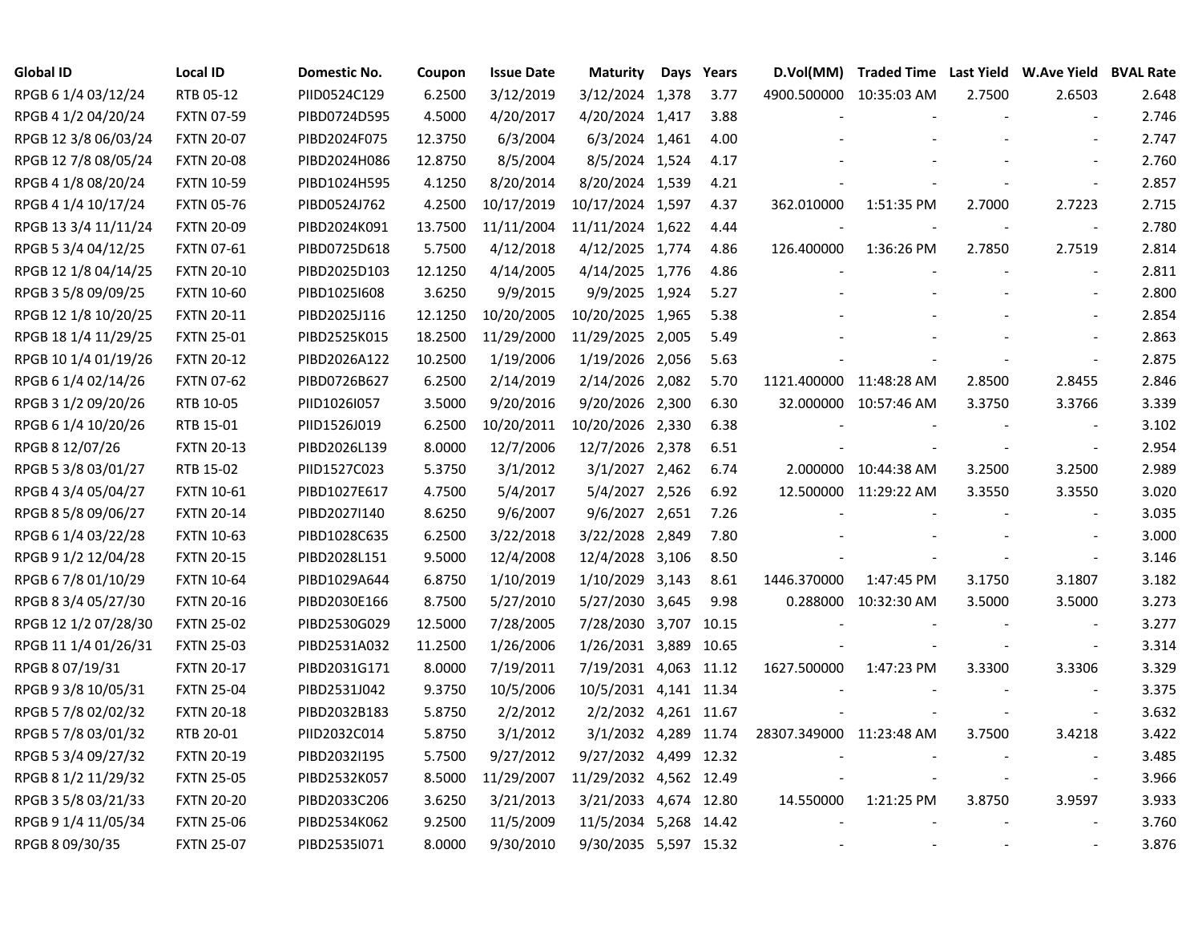| Global ID | Local ID | Domestic No. | Coupon | Issue Date | Maturity | Days | Years | D.Vol(MM) | Traded Time | Last Yield | W.Ave Yield | BVAL Rate |
|---|---|---|---|---|---|---|---|---|---|---|---|---|
| RPGB 6 1/4 03/12/24 | RTB 05-12 | PIID0524C129 | 6.2500 | 3/12/2019 | 3/12/2024 | 1,378 | 3.77 | 4900.500000 | 10:35:03 AM | 2.7500 | 2.6503 | 2.648 |
| RPGB 4 1/2 04/20/24 | FXTN 07-59 | PIBD0724D595 | 4.5000 | 4/20/2017 | 4/20/2024 | 1,417 | 3.88 | - | - | - | - | 2.746 |
| RPGB 12 3/8 06/03/24 | FXTN 20-07 | PIBD2024F075 | 12.3750 | 6/3/2004 | 6/3/2024 | 1,461 | 4.00 | - | - | - | - | 2.747 |
| RPGB 12 7/8 08/05/24 | FXTN 20-08 | PIBD2024H086 | 12.8750 | 8/5/2004 | 8/5/2024 | 1,524 | 4.17 | - | - | - | - | 2.760 |
| RPGB 4 1/8 08/20/24 | FXTN 10-59 | PIBD1024H595 | 4.1250 | 8/20/2014 | 8/20/2024 | 1,539 | 4.21 | - | - | - | - | 2.857 |
| RPGB 4 1/4 10/17/24 | FXTN 05-76 | PIBD0524J762 | 4.2500 | 10/17/2019 | 10/17/2024 | 1,597 | 4.37 | 362.010000 | 1:51:35 PM | 2.7000 | 2.7223 | 2.715 |
| RPGB 13 3/4 11/11/24 | FXTN 20-09 | PIBD2024K091 | 13.7500 | 11/11/2004 | 11/11/2024 | 1,622 | 4.44 | - | - | - | - | 2.780 |
| RPGB 5 3/4 04/12/25 | FXTN 07-61 | PIBD0725D618 | 5.7500 | 4/12/2018 | 4/12/2025 | 1,774 | 4.86 | 126.400000 | 1:36:26 PM | 2.7850 | 2.7519 | 2.814 |
| RPGB 12 1/8 04/14/25 | FXTN 20-10 | PIBD2025D103 | 12.1250 | 4/14/2005 | 4/14/2025 | 1,776 | 4.86 | - | - | - | - | 2.811 |
| RPGB 3 5/8 09/09/25 | FXTN 10-60 | PIBD1025I608 | 3.6250 | 9/9/2015 | 9/9/2025 | 1,924 | 5.27 | - | - | - | - | 2.800 |
| RPGB 12 1/8 10/20/25 | FXTN 20-11 | PIBD2025J116 | 12.1250 | 10/20/2005 | 10/20/2025 | 1,965 | 5.38 | - | - | - | - | 2.854 |
| RPGB 18 1/4 11/29/25 | FXTN 25-01 | PIBD2525K015 | 18.2500 | 11/29/2000 | 11/29/2025 | 2,005 | 5.49 | - | - | - | - | 2.863 |
| RPGB 10 1/4 01/19/26 | FXTN 20-12 | PIBD2026A122 | 10.2500 | 1/19/2006 | 1/19/2026 | 2,056 | 5.63 | - | - | - | - | 2.875 |
| RPGB 6 1/4 02/14/26 | FXTN 07-62 | PIBD0726B627 | 6.2500 | 2/14/2019 | 2/14/2026 | 2,082 | 5.70 | 1121.400000 | 11:48:28 AM | 2.8500 | 2.8455 | 2.846 |
| RPGB 3 1/2 09/20/26 | RTB 10-05 | PIID1026I057 | 3.5000 | 9/20/2016 | 9/20/2026 | 2,300 | 6.30 | 32.000000 | 10:57:46 AM | 3.3750 | 3.3766 | 3.339 |
| RPGB 6 1/4 10/20/26 | RTB 15-01 | PIID1526J019 | 6.2500 | 10/20/2011 | 10/20/2026 | 2,330 | 6.38 | - | - | - | - | 3.102 |
| RPGB 8 12/07/26 | FXTN 20-13 | PIBD2026L139 | 8.0000 | 12/7/2006 | 12/7/2026 | 2,378 | 6.51 | - | - | - | - | 2.954 |
| RPGB 5 3/8 03/01/27 | RTB 15-02 | PIID1527C023 | 5.3750 | 3/1/2012 | 3/1/2027 | 2,462 | 6.74 | 2.000000 | 10:44:38 AM | 3.2500 | 3.2500 | 2.989 |
| RPGB 4 3/4 05/04/27 | FXTN 10-61 | PIBD1027E617 | 4.7500 | 5/4/2017 | 5/4/2027 | 2,526 | 6.92 | 12.500000 | 11:29:22 AM | 3.3550 | 3.3550 | 3.020 |
| RPGB 8 5/8 09/06/27 | FXTN 20-14 | PIBD2027I140 | 8.6250 | 9/6/2007 | 9/6/2027 | 2,651 | 7.26 | - | - | - | - | 3.035 |
| RPGB 6 1/4 03/22/28 | FXTN 10-63 | PIBD1028C635 | 6.2500 | 3/22/2018 | 3/22/2028 | 2,849 | 7.80 | - | - | - | - | 3.000 |
| RPGB 9 1/2 12/04/28 | FXTN 20-15 | PIBD2028L151 | 9.5000 | 12/4/2008 | 12/4/2028 | 3,106 | 8.50 | - | - | - | - | 3.146 |
| RPGB 6 7/8 01/10/29 | FXTN 10-64 | PIBD1029A644 | 6.8750 | 1/10/2019 | 1/10/2029 | 3,143 | 8.61 | 1446.370000 | 1:47:45 PM | 3.1750 | 3.1807 | 3.182 |
| RPGB 8 3/4 05/27/30 | FXTN 20-16 | PIBD2030E166 | 8.7500 | 5/27/2010 | 5/27/2030 | 3,645 | 9.98 | 0.288000 | 10:32:30 AM | 3.5000 | 3.5000 | 3.273 |
| RPGB 12 1/2 07/28/30 | FXTN 25-02 | PIBD2530G029 | 12.5000 | 7/28/2005 | 7/28/2030 | 3,707 | 10.15 | - | - | - | - | 3.277 |
| RPGB 11 1/4 01/26/31 | FXTN 25-03 | PIBD2531A032 | 11.2500 | 1/26/2006 | 1/26/2031 | 3,889 | 10.65 | - | - | - | - | 3.314 |
| RPGB 8 07/19/31 | FXTN 20-17 | PIBD2031G171 | 8.0000 | 7/19/2011 | 7/19/2031 | 4,063 | 11.12 | 1627.500000 | 1:47:23 PM | 3.3300 | 3.3306 | 3.329 |
| RPGB 9 3/8 10/05/31 | FXTN 25-04 | PIBD2531J042 | 9.3750 | 10/5/2006 | 10/5/2031 | 4,141 | 11.34 | - | - | - | - | 3.375 |
| RPGB 5 7/8 02/02/32 | FXTN 20-18 | PIBD2032B183 | 5.8750 | 2/2/2012 | 2/2/2032 | 4,261 | 11.67 | - | - | - | - | 3.632 |
| RPGB 5 7/8 03/01/32 | RTB 20-01 | PIID2032C014 | 5.8750 | 3/1/2012 | 3/1/2032 | 4,289 | 11.74 | 28307.349000 | 11:23:48 AM | 3.7500 | 3.4218 | 3.422 |
| RPGB 5 3/4 09/27/32 | FXTN 20-19 | PIBD2032I195 | 5.7500 | 9/27/2012 | 9/27/2032 | 4,499 | 12.32 | - | - | - | - | 3.485 |
| RPGB 8 1/2 11/29/32 | FXTN 25-05 | PIBD2532K057 | 8.5000 | 11/29/2007 | 11/29/2032 | 4,562 | 12.49 | - | - | - | - | 3.966 |
| RPGB 3 5/8 03/21/33 | FXTN 20-20 | PIBD2033C206 | 3.6250 | 3/21/2013 | 3/21/2033 | 4,674 | 12.80 | 14.550000 | 1:21:25 PM | 3.8750 | 3.9597 | 3.933 |
| RPGB 9 1/4 11/05/34 | FXTN 25-06 | PIBD2534K062 | 9.2500 | 11/5/2009 | 11/5/2034 | 5,268 | 14.42 | - | - | - | - | 3.760 |
| RPGB 8 09/30/35 | FXTN 25-07 | PIBD2535I071 | 8.0000 | 9/30/2010 | 9/30/2035 | 5,597 | 15.32 | - | - | - | - | 3.876 |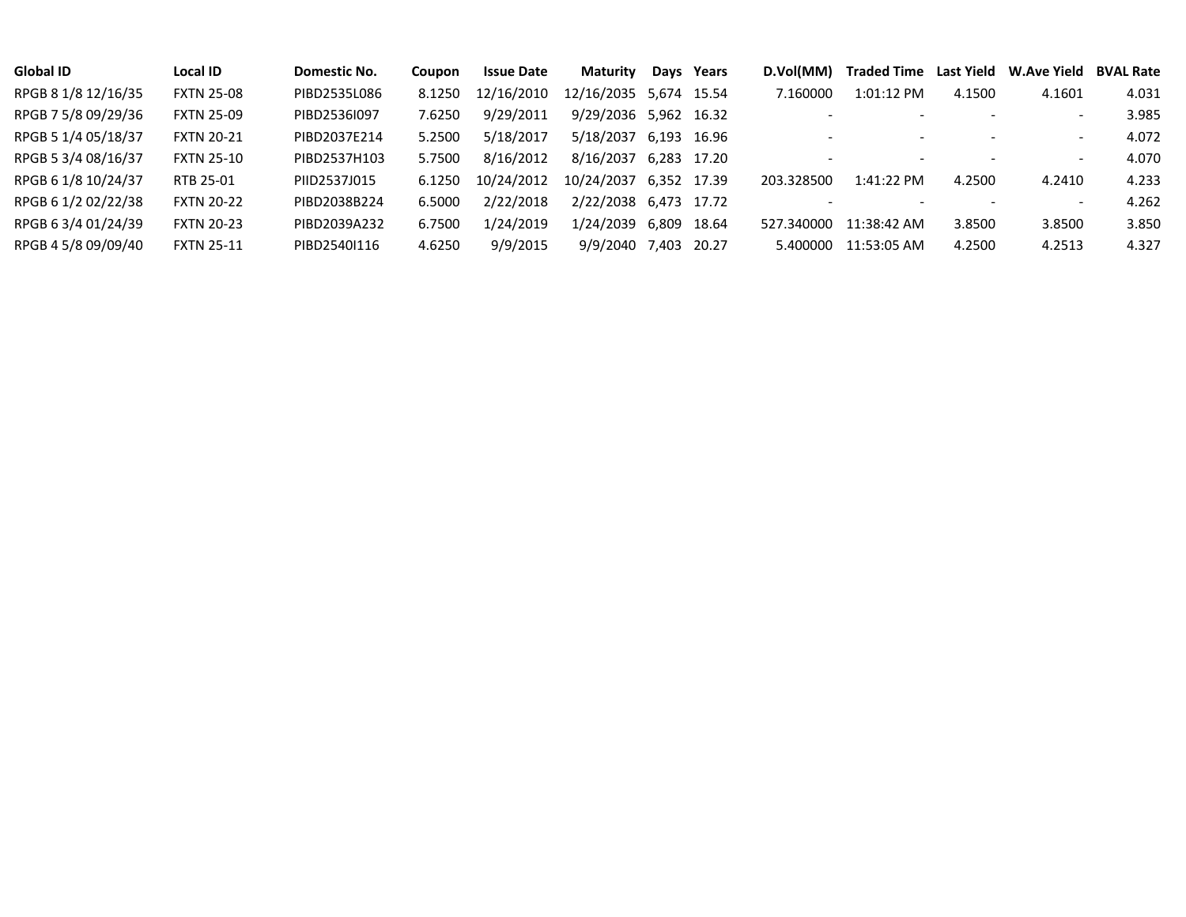| Global ID | Local ID | Domestic No. | Coupon | Issue Date | Maturity | Days | Years | D.Vol(MM) | Traded Time | Last Yield | W.Ave Yield | BVAL Rate |
|---|---|---|---|---|---|---|---|---|---|---|---|---|
| RPGB 8 1/8 12/16/35 | FXTN 25-08 | PIBD2535L086 | 8.1250 | 12/16/2010 | 12/16/2035 | 5,674 | 15.54 | 7.160000 | 1:01:12 PM | 4.1500 | 4.1601 | 4.031 |
| RPGB 7 5/8 09/29/36 | FXTN 25-09 | PIBD2536I097 | 7.6250 | 9/29/2011 | 9/29/2036 | 5,962 | 16.32 | - | - | - | - | 3.985 |
| RPGB 5 1/4 05/18/37 | FXTN 20-21 | PIBD2037E214 | 5.2500 | 5/18/2017 | 5/18/2037 | 6,193 | 16.96 | - | - | - | - | 4.072 |
| RPGB 5 3/4 08/16/37 | FXTN 25-10 | PIBD2537H103 | 5.7500 | 8/16/2012 | 8/16/2037 | 6,283 | 17.20 | - | - | - | - | 4.070 |
| RPGB 6 1/8 10/24/37 | RTB 25-01 | PIID2537J015 | 6.1250 | 10/24/2012 | 10/24/2037 | 6,352 | 17.39 | 203.328500 | 1:41:22 PM | 4.2500 | 4.2410 | 4.233 |
| RPGB 6 1/2 02/22/38 | FXTN 20-22 | PIBD2038B224 | 6.5000 | 2/22/2018 | 2/22/2038 | 6,473 | 17.72 | - | - | - | - | 4.262 |
| RPGB 6 3/4 01/24/39 | FXTN 20-23 | PIBD2039A232 | 6.7500 | 1/24/2019 | 1/24/2039 | 6,809 | 18.64 | 527.340000 | 11:38:42 AM | 3.8500 | 3.8500 | 3.850 |
| RPGB 4 5/8 09/09/40 | FXTN 25-11 | PIBD2540I116 | 4.6250 | 9/9/2015 | 9/9/2040 | 7,403 | 20.27 | 5.400000 | 11:53:05 AM | 4.2500 | 4.2513 | 4.327 |